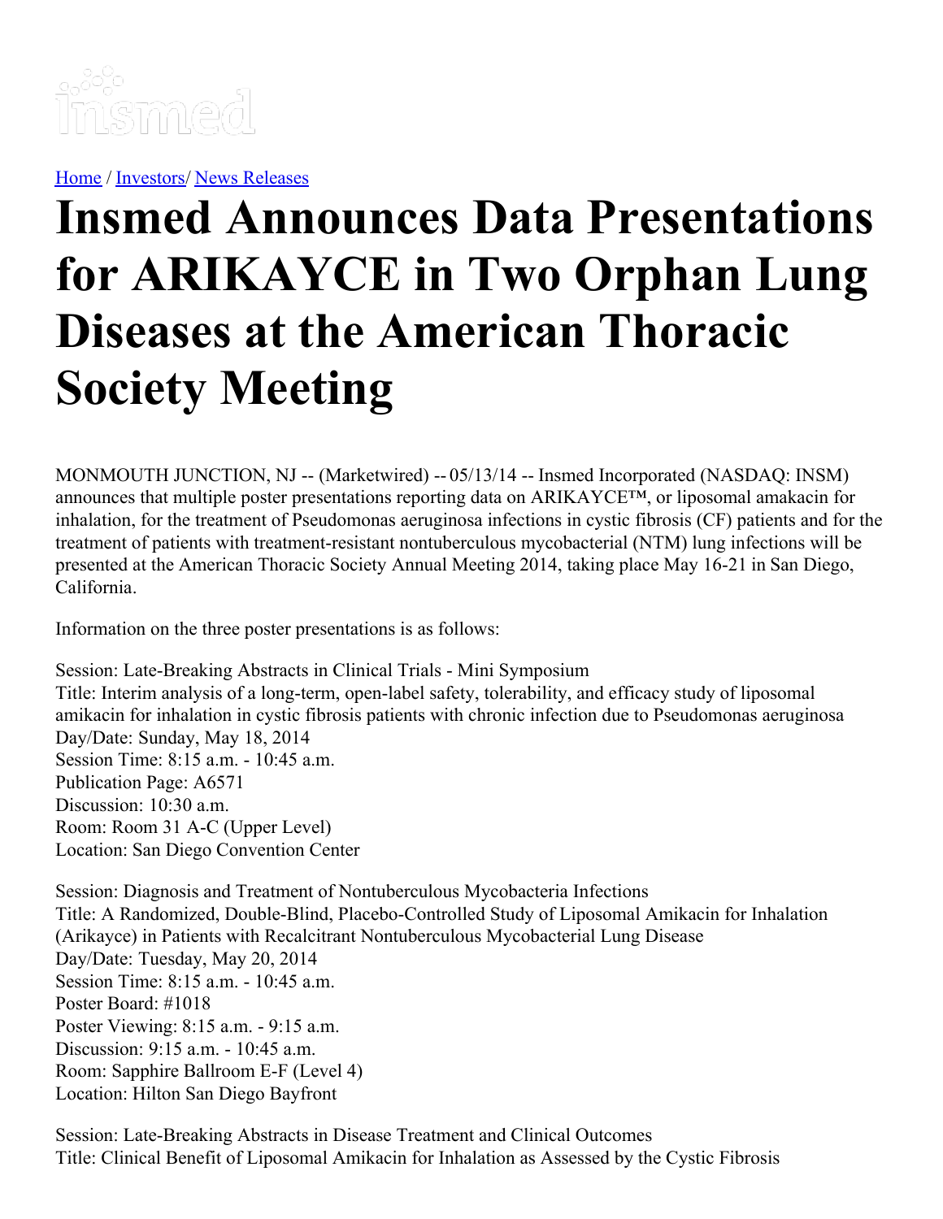Home / Investors/ News Releases

# Insmed Announces Data Presentations for ARIKAYCE in Two Orphan Lung Diseases at the American Thoracic Society Meeting

MONMOUTH JUNCTION, NJ -- (Marketwired) -- 05/13/14 -- Insmed Incorporated (NASDAQ: INSM) announces that multiple poster presentations reporting data on ARIKAYCE™, or liposomal amakacin for inhalation, for the treatment of Pseudomonas aeruginosa infections in cystic fibrosis (CF) patients and for the treatment of patients with treatment-resistant nontuberculous mycobacterial (NTM) lung infections will be presented at the American Thoracic Society Annual Meeting 2014, taking place May 16-21 in San Diego, California.

Information on the three poster presentations is as follows:

Session: Late-Breaking Abstracts in Clinical Trials - Mini Symposium
Title: Interim analysis of a long-term, open-label safety, tolerability, and efficacy study of liposomal amikacin for inhalation in cystic fibrosis patients with chronic infection due to Pseudomonas aeruginosa
Day/Date: Sunday, May 18, 2014
Session Time: 8:15 a.m. - 10:45 a.m.
Publication Page: A6571
Discussion: 10:30 a.m.
Room: Room 31 A-C (Upper Level)
Location: San Diego Convention Center

Session: Diagnosis and Treatment of Nontuberculous Mycobacteria Infections
Title: A Randomized, Double-Blind, Placebo-Controlled Study of Liposomal Amikacin for Inhalation (Arikayce) in Patients with Recalcitrant Nontuberculous Mycobacterial Lung Disease
Day/Date: Tuesday, May 20, 2014
Session Time: 8:15 a.m. - 10:45 a.m.
Poster Board: #1018
Poster Viewing: 8:15 a.m. - 9:15 a.m.
Discussion: 9:15 a.m. - 10:45 a.m.
Room: Sapphire Ballroom E-F (Level 4)
Location: Hilton San Diego Bayfront

Session: Late-Breaking Abstracts in Disease Treatment and Clinical Outcomes
Title: Clinical Benefit of Liposomal Amikacin for Inhalation as Assessed by the Cystic Fibrosis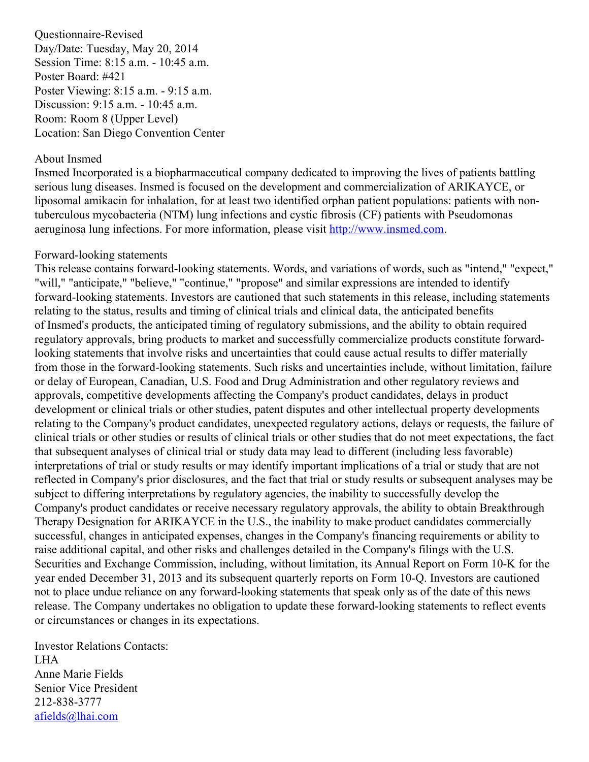Questionnaire-Revised
Day/Date: Tuesday, May 20, 2014
Session Time: 8:15 a.m. - 10:45 a.m.
Poster Board: #421
Poster Viewing: 8:15 a.m. - 9:15 a.m.
Discussion: 9:15 a.m. - 10:45 a.m.
Room: Room 8 (Upper Level)
Location: San Diego Convention Center

## About Insmed

Insmed Incorporated is a biopharmaceutical company dedicated to improving the lives of patients battling serious lung diseases. Insmed is focused on the development and commercialization of ARIKAYCE, or liposomal amikacin for inhalation, for at least two identified orphan patient populations: patients with non-tuberculous mycobacteria (NTM) lung infections and cystic fibrosis (CF) patients with Pseudomonas aeruginosa lung infections. For more information, please visit [http://www.insmed.com](http://www.insmed.com).

## Forward-looking statements

This release contains forward-looking statements. Words, and variations of words, such as "intend," "expect," "will," "anticipate," "believe," "continue," "propose" and similar expressions are intended to identify forward-looking statements. Investors are cautioned that such statements in this release, including statements relating to the status, results and timing of clinical trials and clinical data, the anticipated benefits of Insmed's products, the anticipated timing of regulatory submissions, and the ability to obtain required regulatory approvals, bring products to market and successfully commercialize products constitute forward-looking statements that involve risks and uncertainties that could cause actual results to differ materially from those in the forward-looking statements. Such risks and uncertainties include, without limitation, failure or delay of European, Canadian, U.S. Food and Drug Administration and other regulatory reviews and approvals, competitive developments affecting the Company's product candidates, delays in product development or clinical trials or other studies, patent disputes and other intellectual property developments relating to the Company's product candidates, unexpected regulatory actions, delays or requests, the failure of clinical trials or other studies or results of clinical trials or other studies that do not meet expectations, the fact that subsequent analyses of clinical trial or study data may lead to different (including less favorable) interpretations of trial or study results or may identify important implications of a trial or study that are not reflected in Company's prior disclosures, and the fact that trial or study results or subsequent analyses may be subject to differing interpretations by regulatory agencies, the inability to successfully develop the Company's product candidates or receive necessary regulatory approvals, the ability to obtain Breakthrough Therapy Designation for ARIKAYCE in the U.S., the inability to make product candidates commercially successful, changes in anticipated expenses, changes in the Company's financing requirements or ability to raise additional capital, and other risks and challenges detailed in the Company's filings with the U.S. Securities and Exchange Commission, including, without limitation, its Annual Report on Form 10-K for the year ended December 31, 2013 and its subsequent quarterly reports on Form 10-Q. Investors are cautioned not to place undue reliance on any forward-looking statements that speak only as of the date of this news release. The Company undertakes no obligation to update these forward-looking statements to reflect events or circumstances or changes in its expectations.

Investor Relations Contacts:
LHA
Anne Marie Fields
Senior Vice President
212-838-3777
[afields@lhai.com](mailto:afields@lhai.com)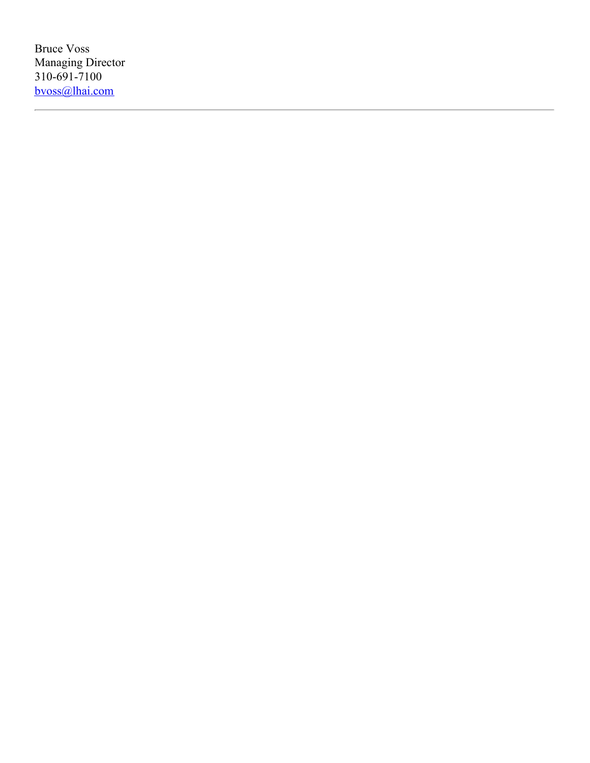Bruce Voss
Managing Director
310-691-7100
bvoss@lhai.com

---